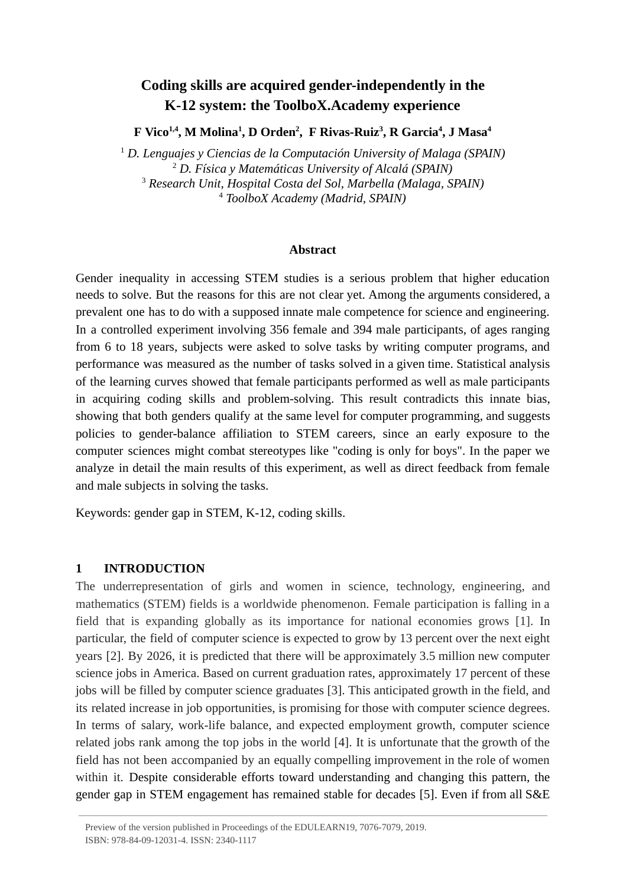# Coding skills are acquired gender-independently in the K-12 system: the ToolboX.Academy experience

**F Vico[1,4], M Molina[1], D Orden[2], F Rivas-Ruiz[3], R Garcia[4], J Masa[4]**

[1] *D. Lenguajes y Ciencias de la Computación University of Malaga (SPAIN)*
[2] *D. Física y Matemáticas University of Alcalá (SPAIN)*
[3] *Research Unit, Hospital Costa del Sol, Marbella (Malaga, SPAIN)*
[4] *ToolboX Academy (Madrid, SPAIN)*

## Abstract

Gender inequality in accessing STEM studies is a serious problem that higher education needs to solve. But the reasons for this are not clear yet. Among the arguments considered, a prevalent one has to do with a supposed innate male competence for science and engineering. In a controlled experiment involving 356 female and 394 male participants, of ages ranging from 6 to 18 years, subjects were asked to solve tasks by writing computer programs, and performance was measured as the number of tasks solved in a given time. Statistical analysis of the learning curves showed that female participants performed as well as male participants in acquiring coding skills and problem-solving. This result contradicts this innate bias, showing that both genders qualify at the same level for computer programming, and suggests policies to gender-balance affiliation to STEM careers, since an early exposure to the computer sciences might combat stereotypes like "coding is only for boys". In the paper we analyze in detail the main results of this experiment, as well as direct feedback from female and male subjects in solving the tasks.

Keywords: gender gap in STEM, K-12, coding skills.

## 1 INTRODUCTION

The underrepresentation of girls and women in science, technology, engineering, and mathematics (STEM) fields is a worldwide phenomenon. Female participation is falling in a field that is expanding globally as its importance for national economies grows [1]. In particular, the field of computer science is expected to grow by 13 percent over the next eight years [2]. By 2026, it is predicted that there will be approximately 3.5 million new computer science jobs in America. Based on current graduation rates, approximately 17 percent of these jobs will be filled by computer science graduates [3]. This anticipated growth in the field, and its related increase in job opportunities, is promising for those with computer science degrees. In terms of salary, work-life balance, and expected employment growth, computer science related jobs rank among the top jobs in the world [4]. It is unfortunate that the growth of the field has not been accompanied by an equally compelling improvement in the role of women within it. Despite considerable efforts toward understanding and changing this pattern, the gender gap in STEM engagement has remained stable for decades [5]. Even if from all S&E

Preview of the version published in Proceedings of the EDULEARN19, 7076-7079, 2019.
ISBN: 978-84-09-12031-4. ISSN: 2340-1117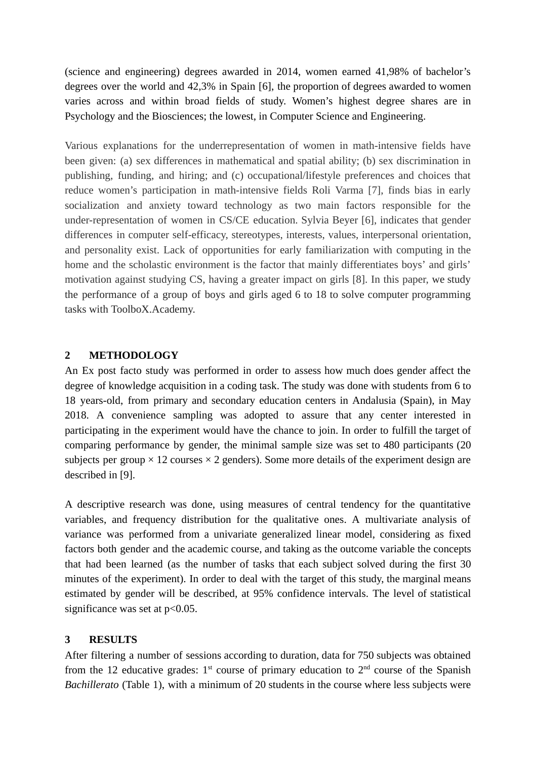(science and engineering) degrees awarded in 2014, women earned 41,98% of bachelor's degrees over the world and 42,3% in Spain [6], the proportion of degrees awarded to women varies across and within broad fields of study. Women's highest degree shares are in Psychology and the Biosciences; the lowest, in Computer Science and Engineering.

Various explanations for the underrepresentation of women in math-intensive fields have been given: (a) sex differences in mathematical and spatial ability; (b) sex discrimination in publishing, funding, and hiring; and (c) occupational/lifestyle preferences and choices that reduce women's participation in math-intensive fields Roli Varma [7], finds bias in early socialization and anxiety toward technology as two main factors responsible for the under-representation of women in CS/CE education. Sylvia Beyer [6], indicates that gender differences in computer self-efficacy, stereotypes, interests, values, interpersonal orientation, and personality exist. Lack of opportunities for early familiarization with computing in the home and the scholastic environment is the factor that mainly differentiates boys' and girls' motivation against studying CS, having a greater impact on girls [8]. In this paper, we study the performance of a group of boys and girls aged 6 to 18 to solve computer programming tasks with ToolboX.Academy.

## 2 METHODOLOGY

An Ex post facto study was performed in order to assess how much does gender affect the degree of knowledge acquisition in a coding task. The study was done with students from 6 to 18 years-old, from primary and secondary education centers in Andalusia (Spain), in May 2018. A convenience sampling was adopted to assure that any center interested in participating in the experiment would have the chance to join. In order to fulfill the target of comparing performance by gender, the minimal sample size was set to 480 participants (20 subjects per group × 12 courses × 2 genders). Some more details of the experiment design are described in [9].

A descriptive research was done, using measures of central tendency for the quantitative variables, and frequency distribution for the qualitative ones. A multivariate analysis of variance was performed from a univariate generalized linear model, considering as fixed factors both gender and the academic course, and taking as the outcome variable the concepts that had been learned (as the number of tasks that each subject solved during the first 30 minutes of the experiment). In order to deal with the target of this study, the marginal means estimated by gender will be described, at 95% confidence intervals. The level of statistical significance was set at $p<0.05$.

## 3 RESULTS

After filtering a number of sessions according to duration, data for 750 subjects was obtained from the 12 educative grades: 1st course of primary education to 2nd course of the Spanish *Bachillerato* (Table 1), with a minimum of 20 students in the course where less subjects were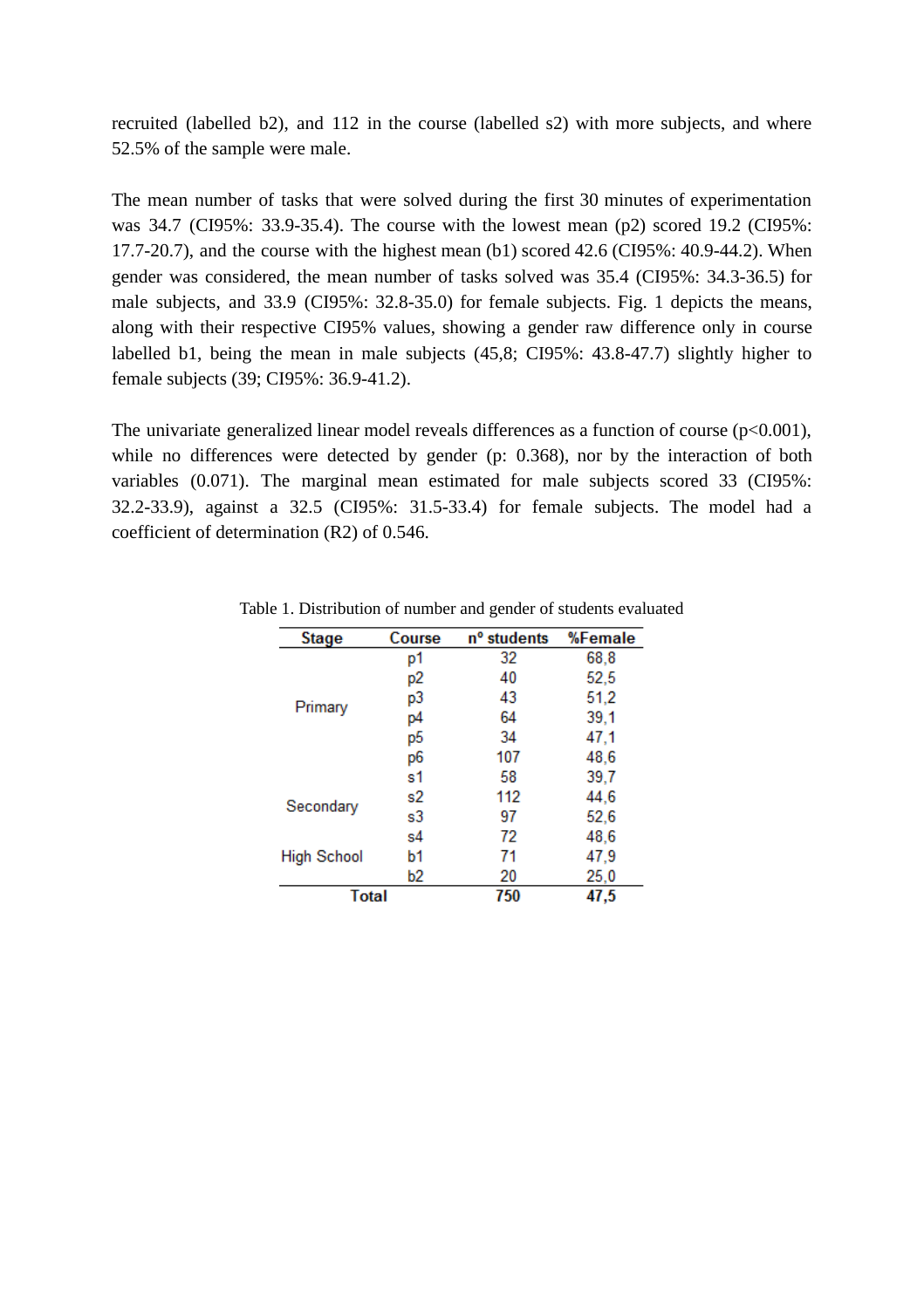recruited (labelled b2), and 112 in the course (labelled s2) with more subjects, and where 52.5% of the sample were male.

The mean number of tasks that were solved during the first 30 minutes of experimentation was 34.7 (CI95%: 33.9-35.4). The course with the lowest mean (p2) scored 19.2 (CI95%: 17.7-20.7), and the course with the highest mean (b1) scored 42.6 (CI95%: 40.9-44.2). When gender was considered, the mean number of tasks solved was 35.4 (CI95%: 34.3-36.5) for male subjects, and 33.9 (CI95%: 32.8-35.0) for female subjects. Fig. 1 depicts the means, along with their respective CI95% values, showing a gender raw difference only in course labelled b1, being the mean in male subjects (45,8; CI95%: 43.8-47.7) slightly higher to female subjects (39; CI95%: 36.9-41.2).

The univariate generalized linear model reveals differences as a function of course ($p<0.001$), while no differences were detected by gender (p: 0.368), nor by the interaction of both variables (0.071). The marginal mean estimated for male subjects scored 33 (CI95%: 32.2-33.9), against a 32.5 (CI95%: 31.5-33.4) for female subjects. The model had a coefficient of determination ($R^2$) of 0.546.

Table 1. Distribution of number and gender of students evaluated

| Stage | Course | nº students | %Female |
|---|---|---|---|
| Primary | p1 | 32 | 68,8 |
| | p2 | 40 | 52,5 |
| | p3 | 43 | 51,2 |
| | p4 | 64 | 39,1 |
| | p5 | 34 | 47,1 |
| | p6 | 107 | 48,6 |
| Secondary | s1 | 58 | 39,7 |
| | s2 | 112 | 44,6 |
| | s3 | 97 | 52,6 |
| | s4 | 72 | 48,6 |
| High School | b1 | 71 | 47,9 |
| | b2 | 20 | 25,0 |
| **Total** | | **750** | **47,5** |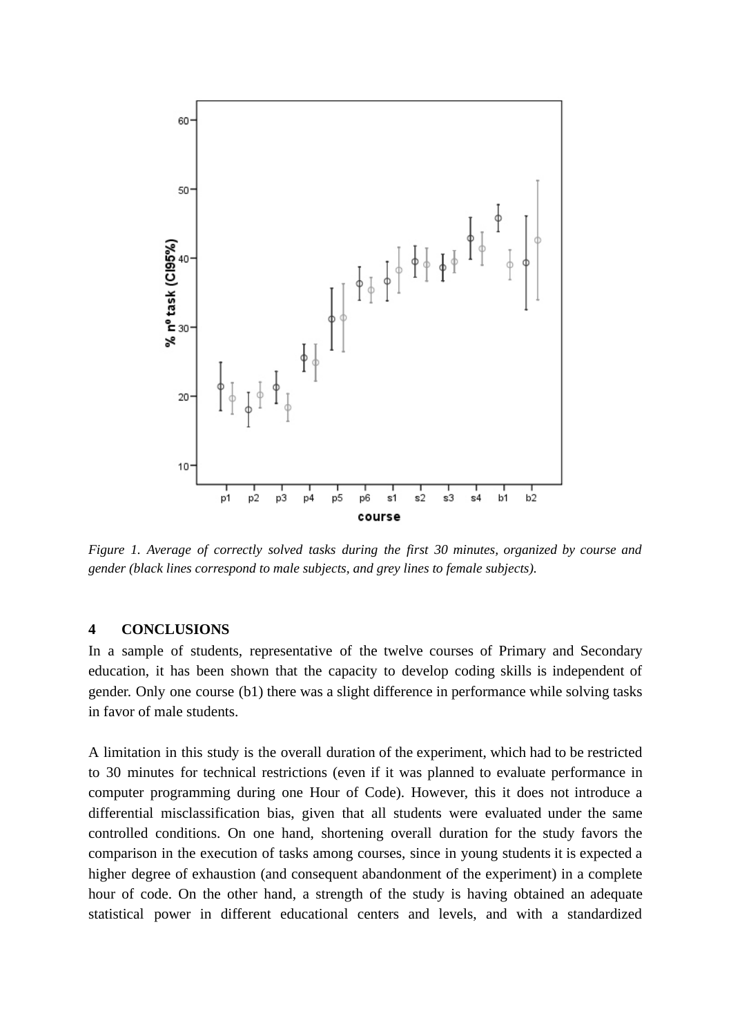*Figure 1. Average of correctly solved tasks during the first 30 minutes, organized by course and gender (black lines correspond to male subjects, and grey lines to female subjects).*

## 4 CONCLUSIONS

In a sample of students, representative of the twelve courses of Primary and Secondary education, it has been shown that the capacity to develop coding skills is independent of gender. Only one course (b1) there was a slight difference in performance while solving tasks in favor of male students.

A limitation in this study is the overall duration of the experiment, which had to be restricted to 30 minutes for technical restrictions (even if it was planned to evaluate performance in computer programming during one Hour of Code). However, this it does not introduce a differential misclassification bias, given that all students were evaluated under the same controlled conditions. On one hand, shortening overall duration for the study favors the comparison in the execution of tasks among courses, since in young students it is expected a higher degree of exhaustion (and consequent abandonment of the experiment) in a complete hour of code. On the other hand, a strength of the study is having obtained an adequate statistical power in different educational centers and levels, and with a standardized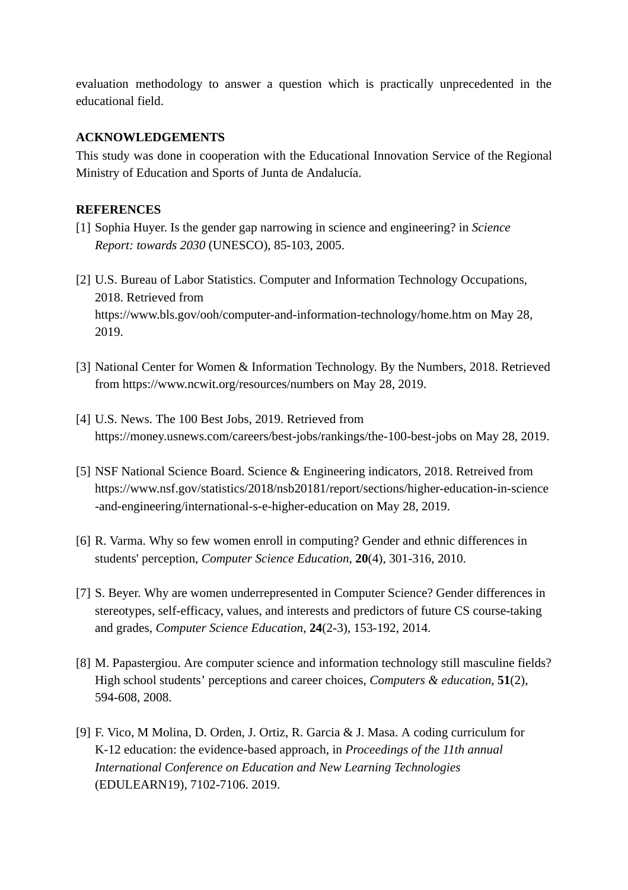evaluation methodology to answer a question which is practically unprecedented in the educational field.

## ACKNOWLEDGEMENTS

This study was done in cooperation with the Educational Innovation Service of the Regional Ministry of Education and Sports of Junta de Andalucía.

## REFERENCES

[1] Sophia Huyer. Is the gender gap narrowing in science and engineering? in *Science Report: towards 2030* (UNESCO), 85-103, 2005.

[2] U.S. Bureau of Labor Statistics. Computer and Information Technology Occupations, 2018. Retrieved from https://www.bls.gov/ooh/computer-and-information-technology/home.htm on May 28, 2019.

[3] National Center for Women & Information Technology. By the Numbers, 2018. Retrieved from https://www.ncwit.org/resources/numbers on May 28, 2019.

[4] U.S. News. The 100 Best Jobs, 2019. Retrieved from https://money.usnews.com/careers/best-jobs/rankings/the-100-best-jobs on May 28, 2019.

[5] NSF National Science Board. Science & Engineering indicators, 2018. Retreived from https://www.nsf.gov/statistics/2018/nsb20181/report/sections/higher-education-in-science-and-engineering/international-s-e-higher-education on May 28, 2019.

[6] R. Varma. Why so few women enroll in computing? Gender and ethnic differences in students' perception, *Computer Science Education*, **20**(4), 301-316, 2010.

[7] S. Beyer. Why are women underrepresented in Computer Science? Gender differences in stereotypes, self-efficacy, values, and interests and predictors of future CS course-taking and grades, *Computer Science Education*, **24**(2-3), 153-192, 2014.

[8] M. Papastergiou. Are computer science and information technology still masculine fields? High school students' perceptions and career choices, *Computers & education*, **51**(2), 594-608, 2008.

[9] F. Vico, M Molina, D. Orden, J. Ortiz, R. Garcia & J. Masa. A coding curriculum for K-12 education: the evidence-based approach, in *Proceedings of the 11th annual International Conference on Education and New Learning Technologies* (EDULEARN19), 7102-7106. 2019.